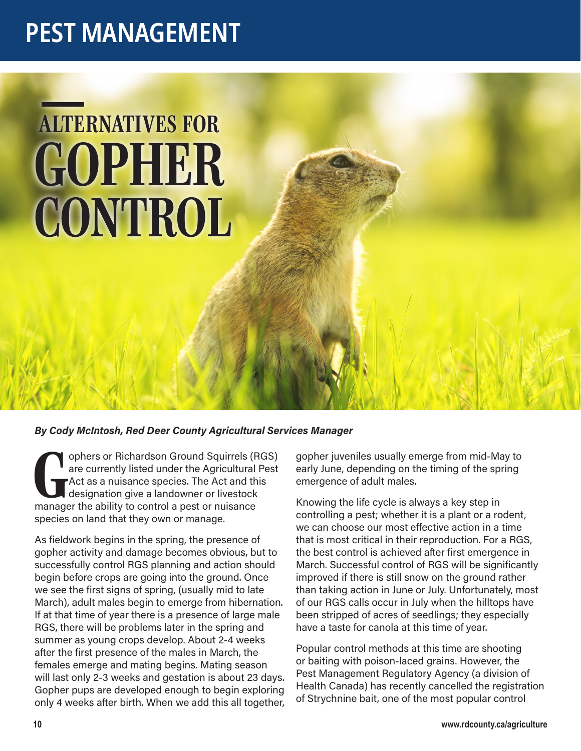# PEST MANAGEMENT

# ALTERNATIVES FOR GOPHER CONTROL

***By Cody McIntosh, Red Deer County Agricultural Services Manager***

Gophers or Richardson Ground Squirrels (RGS) are currently listed under the Agricultural Pest Act as a nuisance species. The Act and this designation give a landowner or livestock manager the ability to control a pest or nuisance species on land that they own or manage.

As fieldwork begins in the spring, the presence of gopher activity and damage becomes obvious, but to successfully control RGS planning and action should begin before crops are going into the ground. Once we see the first signs of spring, (usually mid to late March), adult males begin to emerge from hibernation. If at that time of year there is a presence of large male RGS, there will be problems later in the spring and summer as young crops develop. About 2-4 weeks after the first presence of the males in March, the females emerge and mating begins. Mating season will last only 2-3 weeks and gestation is about 23 days. Gopher pups are developed enough to begin exploring only 4 weeks after birth. When we add this all together, gopher juveniles usually emerge from mid-May to early June, depending on the timing of the spring emergence of adult males.

Knowing the life cycle is always a key step in controlling a pest; whether it is a plant or a rodent, we can choose our most effective action in a time that is most critical in their reproduction. For a RGS, the best control is achieved after first emergence in March. Successful control of RGS will be significantly improved if there is still snow on the ground rather than taking action in June or July. Unfortunately, most of our RGS calls occur in July when the hilltops have been stripped of acres of seedlings; they especially have a taste for canola at this time of year.

Popular control methods at this time are shooting or baiting with poison-laced grains. However, the Pest Management Regulatory Agency (a division of Health Canada) has recently cancelled the registration of Strychnine bait, one of the most popular control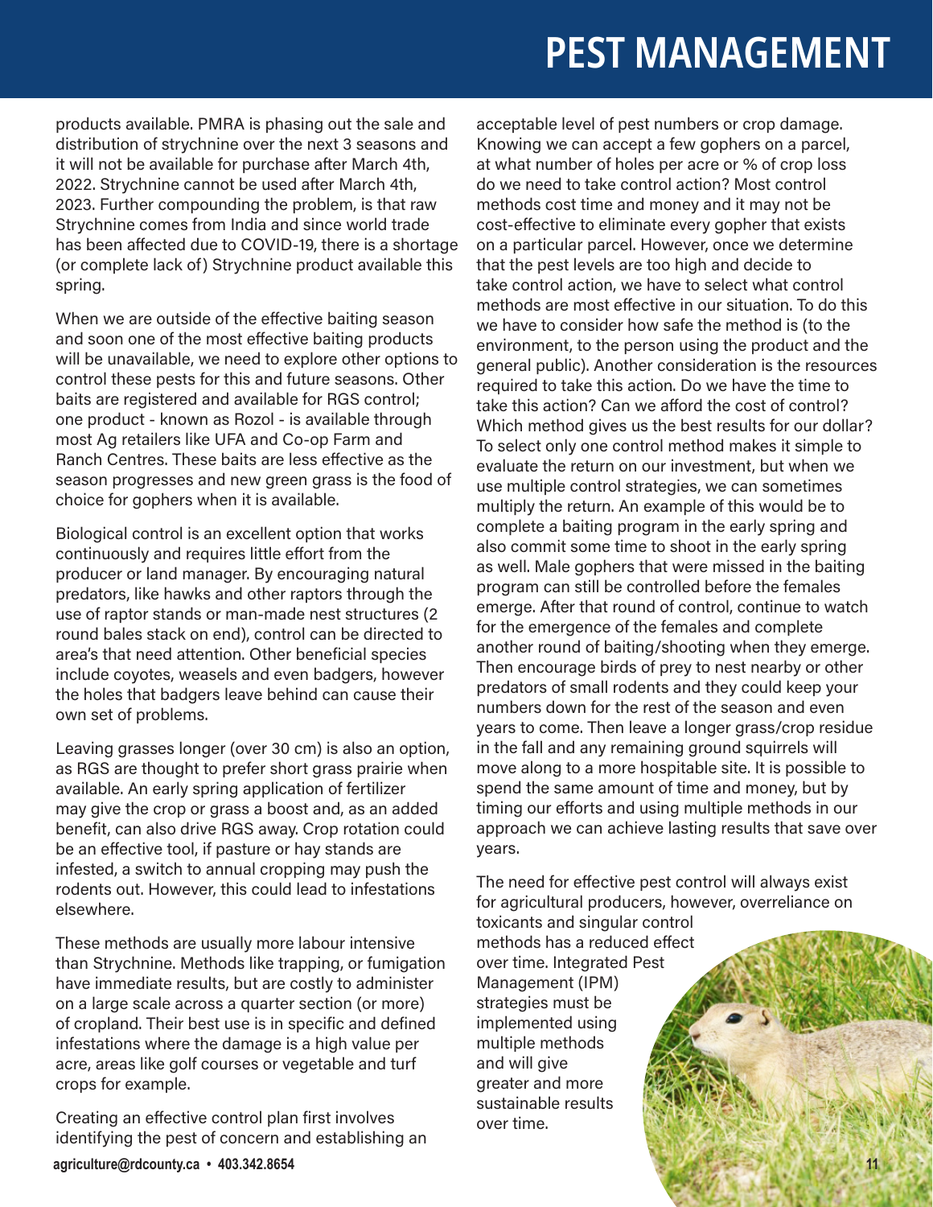products available. PMRA is phasing out the sale and distribution of strychnine over the next 3 seasons and it will not be available for purchase after March 4th, 2022. Strychnine cannot be used after March 4th, 2023. Further compounding the problem, is that raw Strychnine comes from India and since world trade has been affected due to COVID-19, there is a shortage (or complete lack of) Strychnine product available this spring.

When we are outside of the effective baiting season and soon one of the most effective baiting products will be unavailable, we need to explore other options to control these pests for this and future seasons. Other baits are registered and available for RGS control; one product - known as Rozol - is available through most Ag retailers like UFA and Co-op Farm and Ranch Centres. These baits are less effective as the season progresses and new green grass is the food of choice for gophers when it is available.

Biological control is an excellent option that works continuously and requires little effort from the producer or land manager. By encouraging natural predators, like hawks and other raptors through the use of raptor stands or man-made nest structures (2 round bales stack on end), control can be directed to area's that need attention. Other beneficial species include coyotes, weasels and even badgers, however the holes that badgers leave behind can cause their own set of problems.

Leaving grasses longer (over 30 cm) is also an option, as RGS are thought to prefer short grass prairie when available. An early spring application of fertilizer may give the crop or grass a boost and, as an added benefit, can also drive RGS away. Crop rotation could be an effective tool, if pasture or hay stands are infested, a switch to annual cropping may push the rodents out. However, this could lead to infestations elsewhere.

These methods are usually more labour intensive than Strychnine. Methods like trapping, or fumigation have immediate results, but are costly to administer on a large scale across a quarter section (or more) of cropland. Their best use is in specific and defined infestations where the damage is a high value per acre, areas like golf courses or vegetable and turf crops for example.

Creating an effective control plan first involves identifying the pest of concern and establishing an acceptable level of pest numbers or crop damage. Knowing we can accept a few gophers on a parcel, at what number of holes per acre or % of crop loss do we need to take control action? Most control methods cost time and money and it may not be cost-effective to eliminate every gopher that exists on a particular parcel. However, once we determine that the pest levels are too high and decide to take control action, we have to select what control methods are most effective in our situation. To do this we have to consider how safe the method is (to the environment, to the person using the product and the general public). Another consideration is the resources required to take this action. Do we have the time to take this action? Can we afford the cost of control? Which method gives us the best results for our dollar? To select only one control method makes it simple to evaluate the return on our investment, but when we use multiple control strategies, we can sometimes multiply the return. An example of this would be to complete a baiting program in the early spring and also commit some time to shoot in the early spring as well. Male gophers that were missed in the baiting program can still be controlled before the females emerge. After that round of control, continue to watch for the emergence of the females and complete another round of baiting/shooting when they emerge. Then encourage birds of prey to nest nearby or other predators of small rodents and they could keep your numbers down for the rest of the season and even years to come. Then leave a longer grass/crop residue in the fall and any remaining ground squirrels will move along to a more hospitable site. It is possible to spend the same amount of time and money, but by timing our efforts and using multiple methods in our approach we can achieve lasting results that save over years.

The need for effective pest control will always exist for agricultural producers, however, overreliance on toxicants and singular control methods has a reduced effect over time. Integrated Pest Management (IPM) strategies must be implemented using multiple methods and will give greater and more sustainable results over time.

agriculture@rdcounty.ca • 403.342.8654